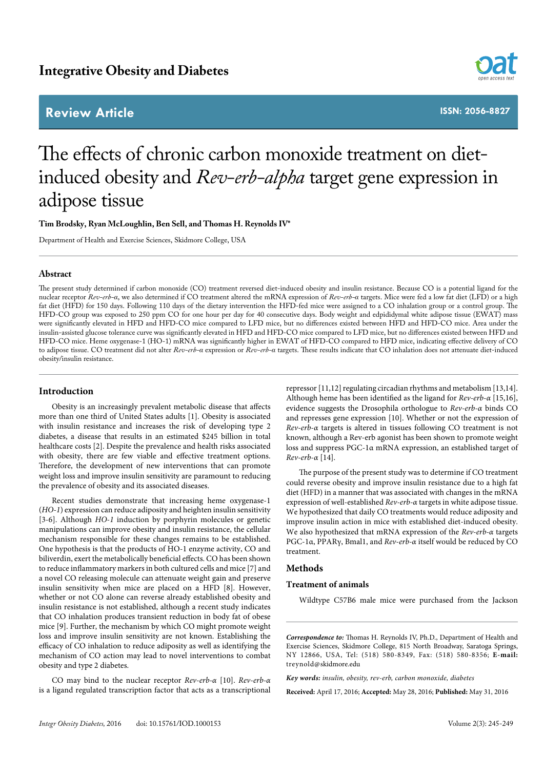# The effects of chronic carbon monoxide treatment on diet-induced obesity and *Rev-erb-alpha* target gene expression in adipose tissue

**Tim Brodsky, Ryan McLoughlin, Ben Sell, and Thomas H. Reynolds IV***

Department of Health and Exercise Sciences, Skidmore College, USA

## Abstract

The present study determined if carbon monoxide (CO) treatment reversed diet-induced obesity and insulin resistance. Because CO is a potential ligand for the nuclear receptor *Rev-erb-α*, we also determined if CO treatment altered the mRNA expression of *Rev-erb-α* targets. Mice were fed a low fat diet (LFD) or a high fat diet (HFD) for 150 days. Following 110 days of the dietary intervention the HFD-fed mice were assigned to a CO inhalation group or a control group. The HFD-CO group was exposed to 250 ppm CO for one hour per day for 40 consecutive days. Body weight and edpididymal white adipose tissue (EWAT) mass were significantly elevated in HFD and HFD-CO mice compared to LFD mice, but no differences existed between HFD and HFD-CO mice. Area under the insulin-assisted glucose tolerance curve was significantly elevated in HFD and HFD-CO mice compared to LFD mice, but no differences existed between HFD and HFD-CO mice. Heme oxygenase-1 (HO-1) mRNA was significantly higher in EWAT of HFD-CO compared to HFD mice, indicating effective delivery of CO to adipose tissue. CO treatment did not alter *Rev-erb-α* expression or *Rev-erb-α* targets. These results indicate that CO inhalation does not attenuate diet-induced obesity/insulin resistance.

## Introduction

Obesity is an increasingly prevalent metabolic disease that affects more than one third of United States adults [1]. Obesity is associated with insulin resistance and increases the risk of developing type 2 diabetes, a disease that results in an estimated $245 billion in total healthcare costs [2]. Despite the prevalence and health risks associated with obesity, there are few viable and effective treatment options. Therefore, the development of new interventions that can promote weight loss and improve insulin sensitivity are paramount to reducing the prevalence of obesity and its associated diseases.

Recent studies demonstrate that increasing heme oxygenase-1 (*HO-1*) expression can reduce adiposity and heighten insulin sensitivity [3-6]. Although *HO-1* induction by porphyrin molecules or genetic manipulations can improve obesity and insulin resistance, the cellular mechanism responsible for these changes remains to be established. One hypothesis is that the products of HO-1 enzyme activity, CO and biliverdin, exert the metabolically beneficial effects. CO has been shown to reduce inflammatory markers in both cultured cells and mice [7] and a novel CO releasing molecule can attenuate weight gain and preserve insulin sensitivity when mice are placed on a HFD [8]. However, whether or not CO alone can reverse already established obesity and insulin resistance is not established, although a recent study indicates that CO inhalation produces transient reduction in body fat of obese mice [9]. Further, the mechanism by which CO might promote weight loss and improve insulin sensitivity are not known. Establishing the efficacy of CO inhalation to reduce adiposity as well as identifying the mechanism of CO action may lead to novel interventions to combat obesity and type 2 diabetes.

CO may bind to the nuclear receptor *Rev-erb-α* [10]. *Rev-erb-α* is a ligand regulated transcription factor that acts as a transcriptional repressor [11,12] regulating circadian rhythms and metabolism [13,14]. Although heme has been identified as the ligand for *Rev-erb-α* [15,16], evidence suggests the Drosophila orthologue to *Rev-erb-α* binds CO and represses gene expression [10]. Whether or not the expression of *Rev-erb-α* targets is altered in tissues following CO treatment is not known, although a Rev-erb agonist has been shown to promote weight loss and suppress PGC-1α mRNA expression, an established target of *Rev-erb-α* [14].

The purpose of the present study was to determine if CO treatment could reverse obesity and improve insulin resistance due to a high fat diet (HFD) in a manner that was associated with changes in the mRNA expression of well-established *Rev-erb-α* targets in white adipose tissue. We hypothesized that daily CO treatments would reduce adiposity and improve insulin action in mice with established diet-induced obesity. We also hypothesized that mRNA expression of the *Rev-erb-α* targets PGC-1α, PPARγ, Bmal1, and *Rev-erb-α* itself would be reduced by CO treatment.

## Methods

### Treatment of animals

Wildtype C57B6 male mice were purchased from the Jackson

---

***Correspondence to:*** Thomas H. Reynolds IV, Ph.D., Department of Health and Exercise Sciences, Skidmore College, 815 North Broadway, Saratoga Springs, NY 12866, USA, Tel: (518) 580-8349, Fax: (518) 580-8356; **E-mail:** treynold@skidmore.edu

***Key words:*** *insulin, obesity, rev-erb, carbon monoxide, diabetes*

**Received:** April 17, 2016; **Accepted:** May 28, 2016; **Published:** May 31, 2016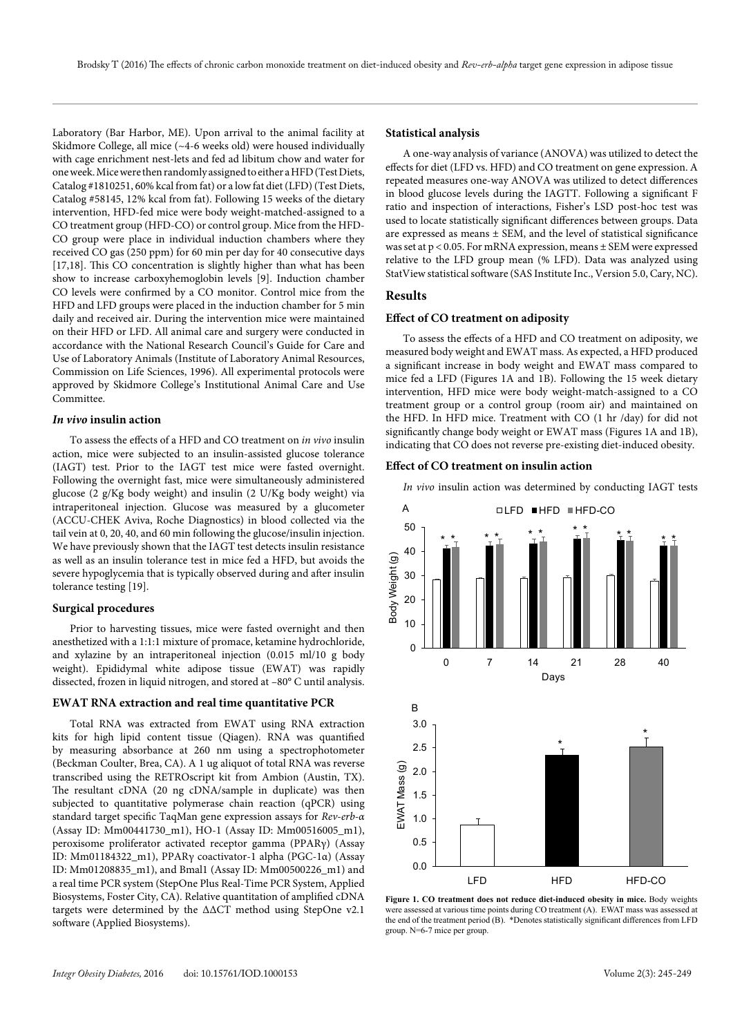Laboratory (Bar Harbor, ME). Upon arrival to the animal facility at Skidmore College, all mice (~4-6 weeks old) were housed individually with cage enrichment nest-lets and fed ad libitum chow and water for one week. Mice were then randomly assigned to either a HFD (Test Diets, Catalog #1810251, 60% kcal from fat) or a low fat diet (LFD) (Test Diets, Catalog #58145, 12% kcal from fat). Following 15 weeks of the dietary intervention, HFD-fed mice were body weight-matched-assigned to a CO treatment group (HFD-CO) or control group. Mice from the HFD-CO group were place in individual induction chambers where they received CO gas (250 ppm) for 60 min per day for 40 consecutive days [17,18]. This CO concentration is slightly higher than what has been show to increase carboxyhemoglobin levels [9]. Induction chamber CO levels were confirmed by a CO monitor. Control mice from the HFD and LFD groups were placed in the induction chamber for 5 min daily and received air. During the intervention mice were maintained on their HFD or LFD. All animal care and surgery were conducted in accordance with the National Research Council's Guide for Care and Use of Laboratory Animals (Institute of Laboratory Animal Resources, Commission on Life Sciences, 1996). All experimental protocols were approved by Skidmore College's Institutional Animal Care and Use Committee.

### *In vivo* insulin action

To assess the effects of a HFD and CO treatment on *in vivo* insulin action, mice were subjected to an insulin-assisted glucose tolerance (IAGT) test. Prior to the IAGT test mice were fasted overnight. Following the overnight fast, mice were simultaneously administered glucose (2 g/Kg body weight) and insulin (2 U/Kg body weight) via intraperitoneal injection. Glucose was measured by a glucometer (ACCU-CHEK Aviva, Roche Diagnostics) in blood collected via the tail vein at 0, 20, 40, and 60 min following the glucose/insulin injection. We have previously shown that the IAGT test detects insulin resistance as well as an insulin tolerance test in mice fed a HFD, but avoids the severe hypoglycemia that is typically observed during and after insulin tolerance testing [19].

### Surgical procedures

Prior to harvesting tissues, mice were fasted overnight and then anesthetized with a 1:1:1 mixture of promace, ketamine hydrochloride, and xylazine by an intraperitoneal injection (0.015 ml/10 g body weight). Epididymal white adipose tissue (EWAT) was rapidly dissected, frozen in liquid nitrogen, and stored at –80° C until analysis.

### EWAT RNA extraction and real time quantitative PCR

Total RNA was extracted from EWAT using RNA extraction kits for high lipid content tissue (Qiagen). RNA was quantified by measuring absorbance at 260 nm using a spectrophotometer (Beckman Coulter, Brea, CA). A 1 ug aliquot of total RNA was reverse transcribed using the RETROscript kit from Ambion (Austin, TX). The resultant cDNA (20 ng cDNA/sample in duplicate) was then subjected to quantitative polymerase chain reaction (qPCR) using standard target specific TaqMan gene expression assays for *Rev-erb-α* (Assay ID: Mm00441730_m1), HO-1 (Assay ID: Mm00516005_m1), peroxisome proliferator activated receptor gamma (PPARγ) (Assay ID: Mm01184322_m1), PPARγ coactivator-1 alpha (PGC-1α) (Assay ID: Mm01208835_m1), and Bmal1 (Assay ID: Mm00500226_m1) and a real time PCR system (StepOne Plus Real-Time PCR System, Applied Biosystems, Foster City, CA). Relative quantitation of amplified cDNA targets were determined by the ΔΔCT method using StepOne v2.1 software (Applied Biosystems).

### Statistical analysis

A one-way analysis of variance (ANOVA) was utilized to detect the effects for diet (LFD vs. HFD) and CO treatment on gene expression. A repeated measures one-way ANOVA was utilized to detect differences in blood glucose levels during the IAGTT. Following a significant F ratio and inspection of interactions, Fisher's LSD post-hoc test was used to locate statistically significant differences between groups. Data are expressed as means ± SEM, and the level of statistical significance was set at $p < 0.05$. For mRNA expression, means ± SEM were expressed relative to the LFD group mean (% LFD). Data was analyzed using StatView statistical software (SAS Institute Inc., Version 5.0, Cary, NC).

## Results

### Effect of CO treatment on adiposity

To assess the effects of a HFD and CO treatment on adiposity, we measured body weight and EWAT mass. As expected, a HFD produced a significant increase in body weight and EWAT mass compared to mice fed a LFD (Figures 1A and 1B). Following the 15 week dietary intervention, HFD mice were body weight-match-assigned to a CO treatment group or a control group (room air) and maintained on the HFD. In HFD mice. Treatment with CO (1 hr /day) for did not significantly change body weight or EWAT mass (Figures 1A and 1B), indicating that CO does not reverse pre-existing diet-induced obesity.

### Effect of CO treatment on insulin action

*In vivo* insulin action was determined by conducting IAGT tests

**Figure 1. CO treatment does not reduce diet-induced obesity in mice.** Body weights were assessed at various time points during CO treatment (A). EWAT mass was assessed at the end of the treatment period (B). *Denotes statistically significant differences from LFD group. N=6-7 mice per group.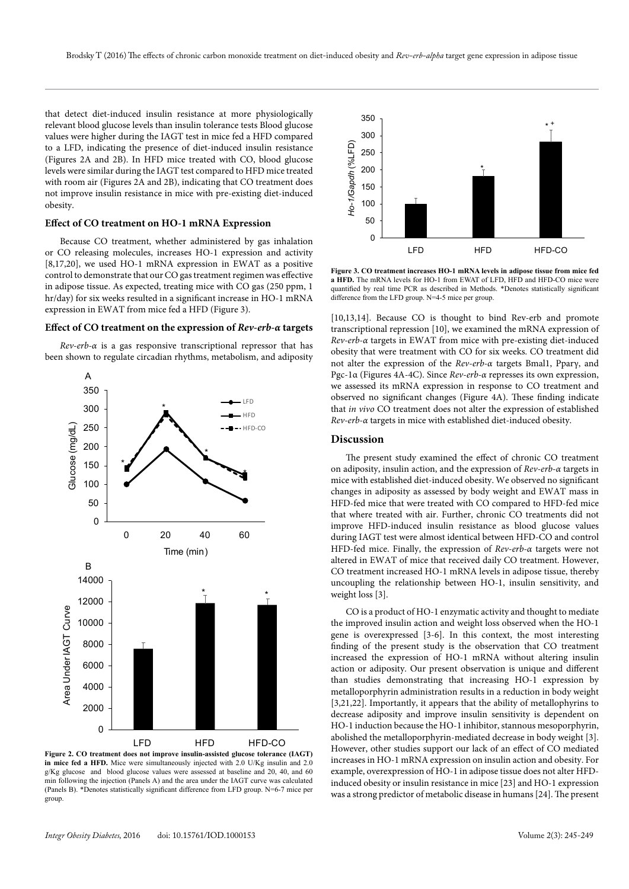that detect diet-induced insulin resistance at more physiologically relevant blood glucose levels than insulin tolerance tests Blood glucose values were higher during the IAGT test in mice fed a HFD compared to a LFD, indicating the presence of diet-induced insulin resistance (Figures 2A and 2B). In HFD mice treated with CO, blood glucose levels were similar during the IAGT test compared to HFD mice treated with room air (Figures 2A and 2B), indicating that CO treatment does not improve insulin resistance in mice with pre-existing diet-induced obesity.

### Effect of CO treatment on HO-1 mRNA Expression

Because CO treatment, whether administered by gas inhalation or CO releasing molecules, increases HO-1 expression and activity [8,17,20], we used HO-1 mRNA expression in EWAT as a positive control to demonstrate that our CO gas treatment regimen was effective in adipose tissue. As expected, treating mice with CO gas (250 ppm, 1 hr/day) for six weeks resulted in a significant increase in HO-1 mRNA expression in EWAT from mice fed a HFD (Figure 3).

### Effect of CO treatment on the expression of *Rev-erb-α* targets

*Rev-erb-α* is a gas responsive transcriptional repressor that has been shown to regulate circadian rhythms, metabolism, and adiposity

**Figure 2. CO treatment does not improve insulin-assisted glucose tolerance (IAGT) in mice fed a HFD.** Mice were simultaneously injected with 2.0 U/Kg insulin and 2.0 g/Kg glucose and blood glucose values were assessed at baseline and 20, 40, and 60 min following the injection (Panels A) and the area under the IAGT curve was calculated (Panels B). *Denotes statistically significant difference from LFD group. N=6-7 mice per group.

**Figure 3. CO treatment increases HO-1 mRNA levels in adipose tissue from mice fed a HFD.** The mRNA levels for HO-1 from EWAT of LFD, HFD and HFD-CO mice were quantified by real time PCR as described in Methods. *Denotes statistically significant difference from the LFD group. N=4-5 mice per group.

[10,13,14]. Because CO is thought to bind Rev-erb and promote transcriptional repression [10], we examined the mRNA expression of *Rev-erb-α* targets in EWAT from mice with pre-existing diet-induced obesity that were treated with CO for six weeks. CO treatment did not alter the expression of the *Rev-erb-α* targets Bmal1, Pparγ, and Pgc-1α (Figures 4A-4C). Since *Rev-erb-α* represses its own expression, we assessed its mRNA expression in response to CO treatment and observed no significant changes (Figure 4A). These finding indicate that *in vivo* CO treatment does not alter the expression of established *Rev-erb-α* targets in mice with established diet-induced obesity.

## Discussion

The present study examined the effect of chronic CO treatment on adiposity, insulin action, and the expression of *Rev-erb-α* targets in mice with established diet-induced obesity. We observed no significant changes in adiposity as assessed by body weight and EWAT mass in HFD-fed mice that were treated with CO compared to HFD-fed mice that where treated with air. Further, chronic CO treatments did not improve HFD-induced insulin resistance as blood glucose values during IAGT test were almost identical between HFD-CO and control HFD-fed mice. Finally, the expression of *Rev-erb-α* targets were not altered in EWAT of mice that received daily CO treatment. However, CO treatment increased HO-1 mRNA levels in adipose tissue, thereby uncoupling the relationship between HO-1, insulin sensitivity, and weight loss [3].

CO is a product of HO-1 enzymatic activity and thought to mediate the improved insulin action and weight loss observed when the HO-1 gene is overexpressed [3-6]. In this context, the most interesting finding of the present study is the observation that CO treatment increased the expression of HO-1 mRNA without altering insulin action or adiposity. Our present observation is unique and different than studies demonstrating that increasing HO-1 expression by metalloporphyrin administration results in a reduction in body weight [3,21,22]. Importantly, it appears that the ability of metallophyrins to decrease adiposity and improve insulin sensitivity is dependent on HO-1 induction because the HO-1 inhibitor, stannous mesoporphyrin, abolished the metalloporphyrin-mediated decrease in body weight [3]. However, other studies support our lack of an effect of CO mediated increases in HO-1 mRNA expression on insulin action and obesity. For example, overexpression of HO-1 in adipose tissue does not alter HFD-induced obesity or insulin resistance in mice [23] and HO-1 expression was a strong predictor of metabolic disease in humans [24]. The present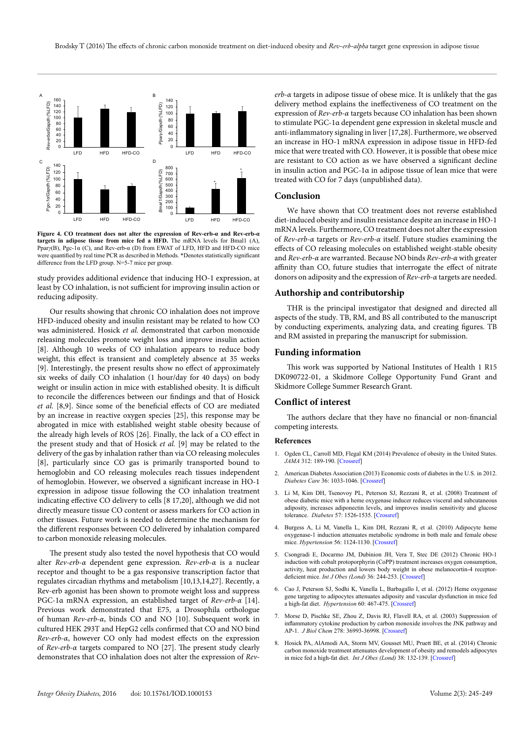**Figure 4. CO treatment does not alter the expression of Rev-erb-α and Rev-erb-α targets in adipose tissue from mice fed a HFD.** The mRNA levels for Bmal1 (A), Pparγ(B), Pgc-1α (C), and Rev-erb-α (D) from EWAT of LFD, HFD and HFD-CO mice were quantified by real time PCR as described in Methods. *Denotes statistically significant difference from the LFD group. N=5-7 mice per group.

study provides additional evidence that inducing HO-1 expression, at least by CO inhalation, is not sufficient for improving insulin action or reducing adiposity.

Our results showing that chronic CO inhalation does not improve HFD-induced obesity and insulin resistant may be related to how CO was administered. Hosick *et al.* demonstrated that carbon monoxide releasing molecules promote weight loss and improve insulin action [8]. Although 10 weeks of CO inhalation appears to reduce body weight, this effect is transient and completely absence at 35 weeks [9]. Interestingly, the present results show no effect of approximately six weeks of daily CO inhalation (1 hour/day for 40 days) on body weight or insulin action in mice with established obesity. It is difficult to reconcile the differences between our findings and that of Hosick *et al.* [8,9]. Since some of the beneficial effects of CO are mediated by an increase in reactive oxygen species [25], this response may be abrogated in mice with established weight stable obesity because of the already high levels of ROS [26]. Finally, the lack of a CO effect in the present study and that of Hosick *et al.* [9] may be related to the delivery of the gas by inhalation rather than via CO releasing molecules [8], particularly since CO gas is primarily transported bound to hemoglobin and CO releasing molecules reach tissues independent of hemoglobin. However, we observed a significant increase in HO-1 expression in adipose tissue following the CO inhalation treatment indicating effective CO delivery to cells [8 17,20], although we did not directly measure tissue CO content or assess markers for CO action in other tissues. Future work is needed to determine the mechanism for the different responses between CO delivered by inhalation compared to carbon monoxide releasing molecules.

The present study also tested the novel hypothesis that CO would alter *Rev-erb-α* dependent gene expression. *Rev-erb-α* is a nuclear receptor and thought to be a gas responsive transcription factor that regulates circadian rhythms and metabolism [10,13,14,27]. Recently, a Rev-erb agonist has been shown to promote weight loss and suppress PGC-1α mRNA expression, an established target of *Rev-erb-α* [14]. Previous work demonstrated that E75, a Drosophila orthologue of human *Rev-erb-α*, binds CO and NO [10]. Subsequent work in cultured HEK 293T and HepG2 cells confirmed that CO and NO bind *Rev-erb-α*, however CO only had modest effects on the expression of *Rev-erb-α* targets compared to NO [27]. The present study clearly demonstrates that CO inhalation does not alter the expression of *Rev-erb-α* targets in adipose tissue of obese mice. It is unlikely that the gas delivery method explains the ineffectiveness of CO treatment on the expression of *Rev-erb-α* targets because CO inhalation has been shown to stimulate PGC-1α dependent gene expression in skeletal muscle and anti-inflammatory signaling in liver [17,28]. Furthermore, we observed an increase in HO-1 mRNA expression in adipose tissue in HFD-fed mice that were treated with CO. However, it is possible that obese mice are resistant to CO action as we have observed a significant decline in insulin action and PGC-1α in adipose tissue of lean mice that were treated with CO for 7 days (unpublished data).

## Conclusion

We have shown that CO treatment does not reverse established diet-induced obesity and insulin resistance despite an increase in HO-1 mRNA levels. Furthermore, CO treatment does not alter the expression of *Rev-erb-α* targets or *Rev-erb-α* itself. Future studies examining the effects of CO releasing molecules on established weight-stable obesity and *Rev-erb-α* are warranted. Because NO binds *Rev-erb-α* with greater affinity than CO, future studies that interrogate the effect of nitrate donors on adiposity and the expression of *Rev-erb-α* targets are needed.

## Authorship and contributorship

THR is the principal investigator that designed and directed all aspects of the study. TB, RM, and BS all contributed to the manuscript by conducting experiments, analyzing data, and creating figures. TB and RM assisted in preparing the manuscript for submission.

## Funding information

This work was supported by National Institutes of Health 1 R15 DK090722-01, a Skidmore College Opportunity Fund Grant and Skidmore College Summer Research Grant.

## Conflict of interest

The authors declare that they have no financial or non-financial competing interests.

### References

1. Ogden CL, Carroll MD, Flegal KM (2014) Prevalence of obesity in the United States. *JAMA* 312: 189-190. [Crossref]
2. American Diabetes Association (2013) Economic costs of diabetes in the U.S. in 2012. *Diabetes Care* 36: 1033-1046. [Crossref]
3. Li M, Kim DH, Tsenovoy PL, Peterson SJ, Rezzani R, et al. (2008) Treatment of obese diabetic mice with a heme oxygenase inducer reduces visceral and subcutaneous adiposity, increases adiponectin levels, and improves insulin sensitivity and glucose tolerance. *Diabetes* 57: 1526-1535. [Crossref]
4. Burgess A, Li M, Vanella L, Kim DH, Rezzani R, et al. (2010) Adipocyte heme oxygenase-1 induction attenuates metabolic syndrome in both male and female obese mice. *Hypertension* 56: 1124-1130. [Crossref]
5. Csongradi E, Docarmo JM, Dubinion JH, Vera T, Stec DE (2012) Chronic HO-1 induction with cobalt protoporphyrin (CoPP) treatment increases oxygen consumption, activity, heat production and lowers body weight in obese melanocortin-4 receptor-deficient mice. *Int J Obes (Lond)* 36: 244-253. [Crossref]
6. Cao J, Peterson SJ, Sodhi K, Vanella L, Barbagallo I, et al. (2012) Heme oxygenase gene targeting to adipocytes attenuates adiposity and vascular dysfunction in mice fed a high-fat diet. *Hypertension* 60: 467-475. [Crossref]
7. Morse D, Pischke SE, Zhou Z, Davis RJ, Flavell RA, et al. (2003) Suppression of inflammatory cytokine production by carbon monoxide involves the JNK pathway and AP-1. *J Biol Chem* 278: 36993-36998. [Crossref]
8. Hosick PA, AlAmodi AA, Storm MV, Gousset MU, Pruett BE, et al. (2014) Chronic carbon monoxide treatment attenuates development of obesity and remodels adipocytes in mice fed a high-fat diet. *Int J Obes (Lond)* 38: 132-139. [Crossref]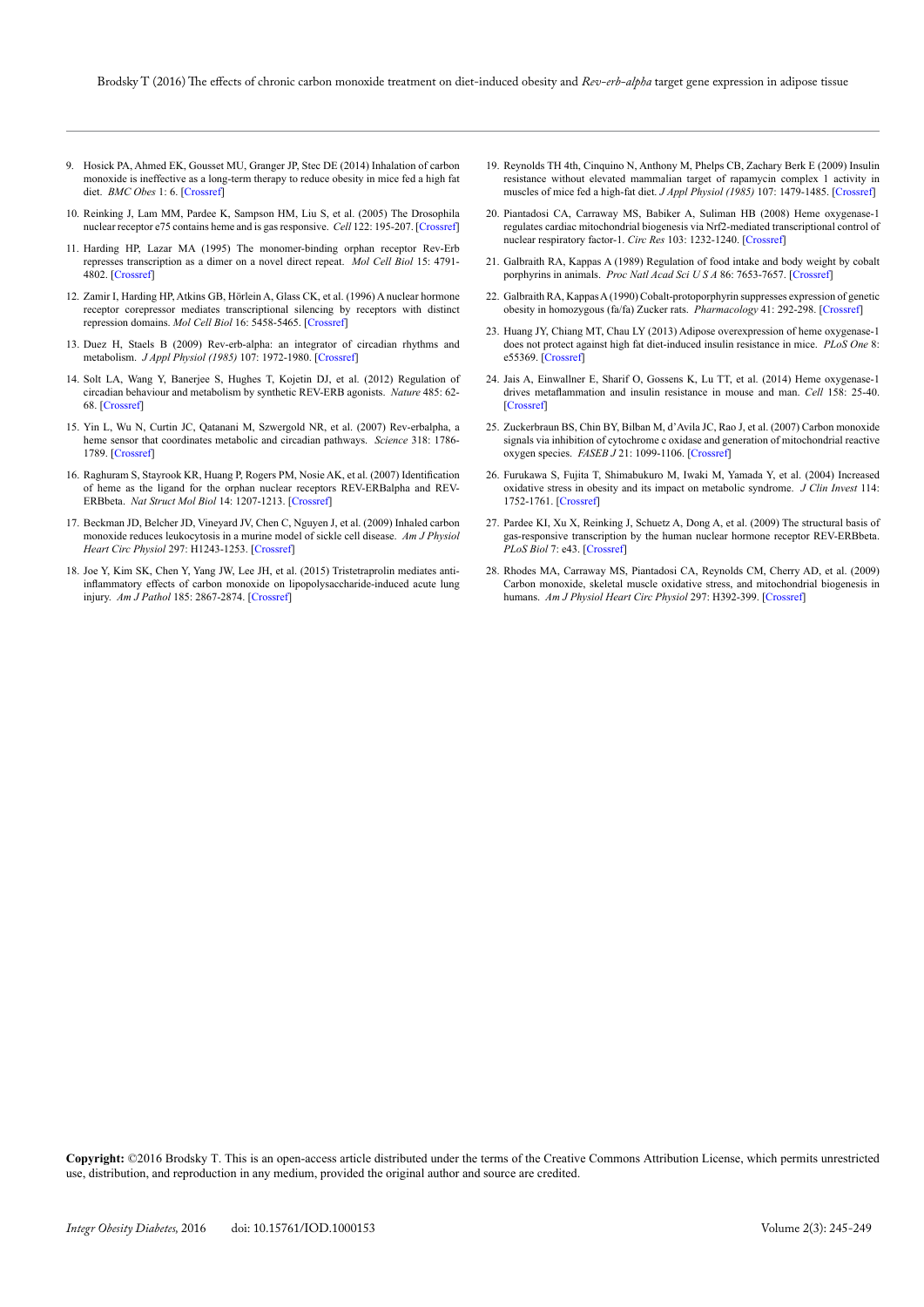9. Hosick PA, Ahmed EK, Gousset MU, Granger JP, Stec DE (2014) Inhalation of carbon monoxide is ineffective as a long-term therapy to reduce obesity in mice fed a high fat diet. *BMC Obes* 1: 6. [Crossref]

10. Reinking J, Lam MM, Pardee K, Sampson HM, Liu S, et al. (2005) The Drosophila nuclear receptor e75 contains heme and is gas responsive. *Cell* 122: 195-207. [Crossref]

11. Harding HP, Lazar MA (1995) The monomer-binding orphan receptor Rev-Erb represses transcription as a dimer on a novel direct repeat. *Mol Cell Biol* 15: 4791-4802. [Crossref]

12. Zamir I, Harding HP, Atkins GB, Hörlein A, Glass CK, et al. (1996) A nuclear hormone receptor corepressor mediates transcriptional silencing by receptors with distinct repression domains. *Mol Cell Biol* 16: 5458-5465. [Crossref]

13. Duez H, Staels B (2009) Rev-erb-alpha: an integrator of circadian rhythms and metabolism. *J Appl Physiol (1985)* 107: 1972-1980. [Crossref]

14. Solt LA, Wang Y, Banerjee S, Hughes T, Kojetin DJ, et al. (2012) Regulation of circadian behaviour and metabolism by synthetic REV-ERB agonists. *Nature* 485: 62-68. [Crossref]

15. Yin L, Wu N, Curtin JC, Qatanani M, Szwergold NR, et al. (2007) Rev-erbalpha, a heme sensor that coordinates metabolic and circadian pathways. *Science* 318: 1786-1789. [Crossref]

16. Raghuram S, Stayrook KR, Huang P, Rogers PM, Nosie AK, et al. (2007) Identification of heme as the ligand for the orphan nuclear receptors REV-ERBalpha and REV-ERBbeta. *Nat Struct Mol Biol* 14: 1207-1213. [Crossref]

17. Beckman JD, Belcher JD, Vineyard JV, Chen C, Nguyen J, et al. (2009) Inhaled carbon monoxide reduces leukocytosis in a murine model of sickle cell disease. *Am J Physiol Heart Circ Physiol* 297: H1243-1253. [Crossref]

18. Joe Y, Kim SK, Chen Y, Yang JW, Lee JH, et al. (2015) Tristetraprolin mediates anti-inflammatory effects of carbon monoxide on lipopolysaccharide-induced acute lung injury. *Am J Pathol* 185: 2867-2874. [Crossref]

19. Reynolds TH 4th, Cinquino N, Anthony M, Phelps CB, Zachary Berk E (2009) Insulin resistance without elevated mammalian target of rapamycin complex 1 activity in muscles of mice fed a high-fat diet. *J Appl Physiol (1985)* 107: 1479-1485. [Crossref]

20. Piantadosi CA, Carraway MS, Babiker A, Suliman HB (2008) Heme oxygenase-1 regulates cardiac mitochondrial biogenesis via Nrf2-mediated transcriptional control of nuclear respiratory factor-1. *Circ Res* 103: 1232-1240. [Crossref]

21. Galbraith RA, Kappas A (1989) Regulation of food intake and body weight by cobalt porphyrins in animals. *Proc Natl Acad Sci U S A* 86: 7653-7657. [Crossref]

22. Galbraith RA, Kappas A (1990) Cobalt-protoporphyrin suppresses expression of genetic obesity in homozygous (fa/fa) Zucker rats. *Pharmacology* 41: 292-298. [Crossref]

23. Huang JY, Chiang MT, Chau LY (2013) Adipose overexpression of heme oxygenase-1 does not protect against high fat diet-induced insulin resistance in mice. *PLoS One* 8: e55369. [Crossref]

24. Jais A, Einwallner E, Sharif O, Gossens K, Lu TT, et al. (2014) Heme oxygenase-1 drives metaflammation and insulin resistance in mouse and man. *Cell* 158: 25-40. [Crossref]

25. Zuckerbraun BS, Chin BY, Bilban M, d'Avila JC, Rao J, et al. (2007) Carbon monoxide signals via inhibition of cytochrome c oxidase and generation of mitochondrial reactive oxygen species. *FASEB J* 21: 1099-1106. [Crossref]

26. Furukawa S, Fujita T, Shimabukuro M, Iwaki M, Yamada Y, et al. (2004) Increased oxidative stress in obesity and its impact on metabolic syndrome. *J Clin Invest* 114: 1752-1761. [Crossref]

27. Pardee KI, Xu X, Reinking J, Schuetz A, Dong A, et al. (2009) The structural basis of gas-responsive transcription by the human nuclear hormone receptor REV-ERBbeta. *PLoS Biol* 7: e43. [Crossref]

28. Rhodes MA, Carraway MS, Piantadosi CA, Reynolds CM, Cherry AD, et al. (2009) Carbon monoxide, skeletal muscle oxidative stress, and mitochondrial biogenesis in humans. *Am J Physiol Heart Circ Physiol* 297: H392-399. [Crossref]

**Copyright:** ©2016 Brodsky T. This is an open-access article distributed under the terms of the Creative Commons Attribution License, which permits unrestricted use, distribution, and reproduction in any medium, provided the original author and source are credited.